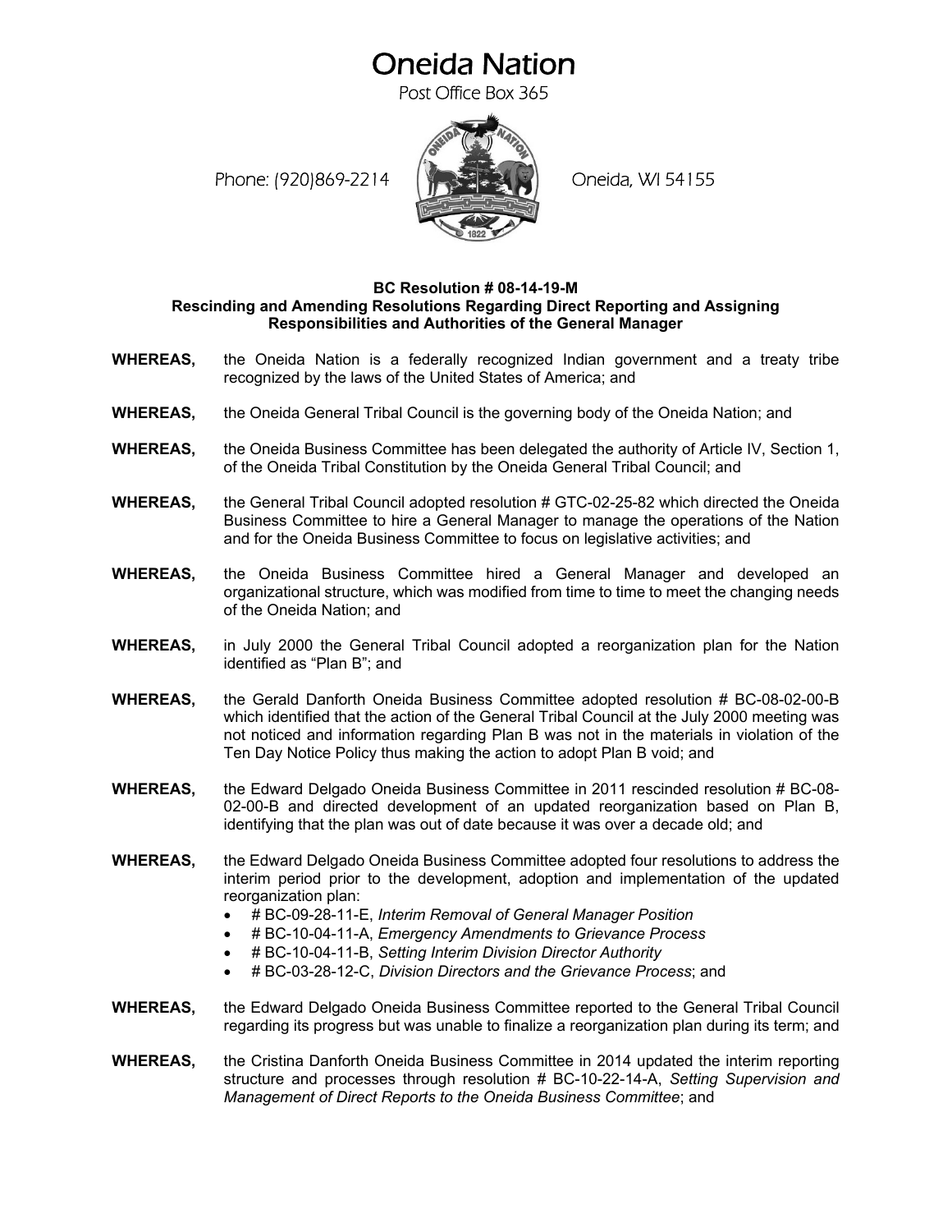# Oneida Nation

Post Office Box 365

Phone: (920)869-2214 Oneida, WI 54155

**BC Resolution # 08-14-19-M**
**Rescinding and Amending Resolutions Regarding Direct Reporting and Assigning Responsibilities and Authorities of the General Manager**

**WHEREAS,** the Oneida Nation is a federally recognized Indian government and a treaty tribe recognized by the laws of the United States of America; and

**WHEREAS,** the Oneida General Tribal Council is the governing body of the Oneida Nation; and

**WHEREAS,** the Oneida Business Committee has been delegated the authority of Article IV, Section 1, of the Oneida Tribal Constitution by the Oneida General Tribal Council; and

**WHEREAS,** the General Tribal Council adopted resolution # GTC-02-25-82 which directed the Oneida Business Committee to hire a General Manager to manage the operations of the Nation and for the Oneida Business Committee to focus on legislative activities; and

**WHEREAS,** the Oneida Business Committee hired a General Manager and developed an organizational structure, which was modified from time to time to meet the changing needs of the Oneida Nation; and

**WHEREAS,** in July 2000 the General Tribal Council adopted a reorganization plan for the Nation identified as "Plan B"; and

**WHEREAS,** the Gerald Danforth Oneida Business Committee adopted resolution # BC-08-02-00-B which identified that the action of the General Tribal Council at the July 2000 meeting was not noticed and information regarding Plan B was not in the materials in violation of the Ten Day Notice Policy thus making the action to adopt Plan B void; and

**WHEREAS,** the Edward Delgado Oneida Business Committee in 2011 rescinded resolution # BC-08-02-00-B and directed development of an updated reorganization based on Plan B, identifying that the plan was out of date because it was over a decade old; and

**WHEREAS,** the Edward Delgado Oneida Business Committee adopted four resolutions to address the interim period prior to the development, adoption and implementation of the updated reorganization plan:

- # BC-09-28-11-E, *Interim Removal of General Manager Position*
- # BC-10-04-11-A, *Emergency Amendments to Grievance Process*
- # BC-10-04-11-B, *Setting Interim Division Director Authority*
- # BC-03-28-12-C, *Division Directors and the Grievance Process*; and

**WHEREAS,** the Edward Delgado Oneida Business Committee reported to the General Tribal Council regarding its progress but was unable to finalize a reorganization plan during its term; and

**WHEREAS,** the Cristina Danforth Oneida Business Committee in 2014 updated the interim reporting structure and processes through resolution # BC-10-22-14-A, *Setting Supervision and Management of Direct Reports to the Oneida Business Committee*; and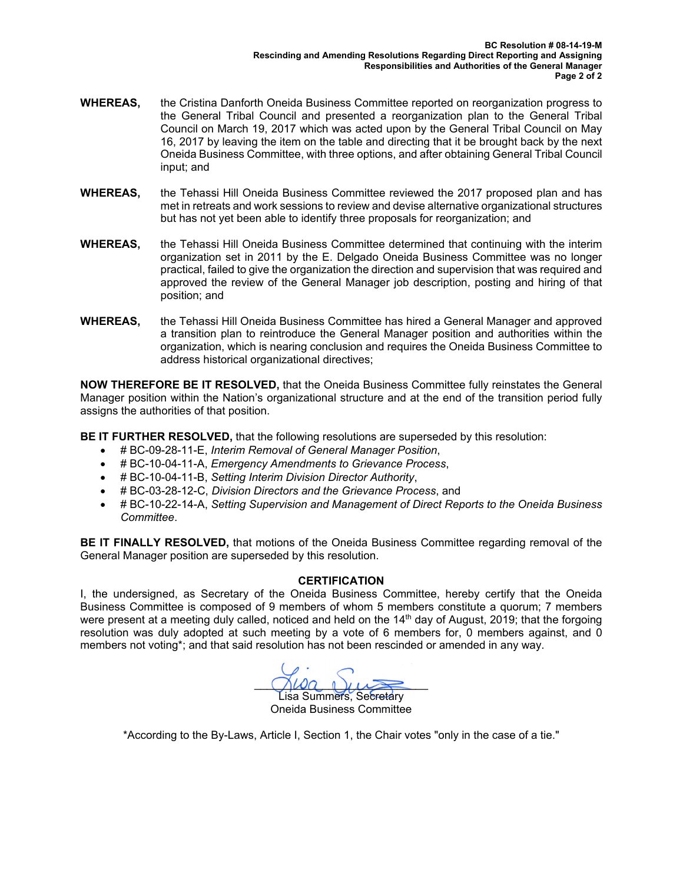**WHEREAS,** the Cristina Danforth Oneida Business Committee reported on reorganization progress to the General Tribal Council and presented a reorganization plan to the General Tribal Council on March 19, 2017 which was acted upon by the General Tribal Council on May 16, 2017 by leaving the item on the table and directing that it be brought back by the next Oneida Business Committee, with three options, and after obtaining General Tribal Council input; and

**WHEREAS,** the Tehassi Hill Oneida Business Committee reviewed the 2017 proposed plan and has met in retreats and work sessions to review and devise alternative organizational structures but has not yet been able to identify three proposals for reorganization; and

**WHEREAS,** the Tehassi Hill Oneida Business Committee determined that continuing with the interim organization set in 2011 by the E. Delgado Oneida Business Committee was no longer practical, failed to give the organization the direction and supervision that was required and approved the review of the General Manager job description, posting and hiring of that position; and

**WHEREAS,** the Tehassi Hill Oneida Business Committee has hired a General Manager and approved a transition plan to reintroduce the General Manager position and authorities within the organization, which is nearing conclusion and requires the Oneida Business Committee to address historical organizational directives;

**NOW THEREFORE BE IT RESOLVED,** that the Oneida Business Committee fully reinstates the General Manager position within the Nation's organizational structure and at the end of the transition period fully assigns the authorities of that position.

**BE IT FURTHER RESOLVED,** that the following resolutions are superseded by this resolution:

- # BC-09-28-11-E, *Interim Removal of General Manager Position*,
- # BC-10-04-11-A, *Emergency Amendments to Grievance Process*,
- # BC-10-04-11-B, *Setting Interim Division Director Authority*,
- # BC-03-28-12-C, *Division Directors and the Grievance Process*, and
- # BC-10-22-14-A, *Setting Supervision and Management of Direct Reports to the Oneida Business Committee*.

**BE IT FINALLY RESOLVED,** that motions of the Oneida Business Committee regarding removal of the General Manager position are superseded by this resolution.

## CERTIFICATION

I, the undersigned, as Secretary of the Oneida Business Committee, hereby certify that the Oneida Business Committee is composed of 9 members of whom 5 members constitute a quorum; 7 members were present at a meeting duly called, noticed and held on the 14th day of August, 2019; that the forgoing resolution was duly adopted at such meeting by a vote of 6 members for, 0 members against, and 0 members not voting*; and that said resolution has not been rescinded or amended in any way.

Lisa Summers, Secretary
Oneida Business Committee

*According to the By-Laws, Article I, Section 1, the Chair votes "only in the case of a tie."